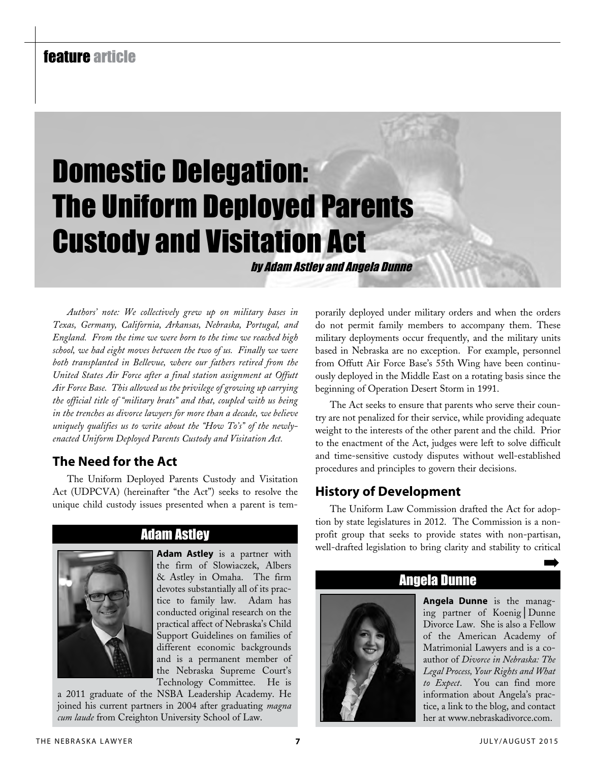feature article

# Domestic Delegation: The Uniform Deployed Parents Custody and Visitation Act

*by Adam Astley and Angela Dunne*

*Authors' note: We collectively grew up on military bases in Texas, Germany, California, Arkansas, Nebraska, Portugal, and England. From the time we were born to the time we reached high school, we had eight moves between the two of us. Finally we were both transplanted in Bellevue, where our fathers retired from the United States Air Force after a final station assignment at Offutt Air Force Base. This allowed us the privilege of growing up carrying the official title of "military brats" and that, coupled with us being in the trenches as divorce lawyers for more than a decade, we believe uniquely qualifies us to write about the "How To's" of the newly-enacted Uniform Deployed Parents Custody and Visitation Act.*

## The Need for the Act

The Uniform Deployed Parents Custody and Visitation Act (UDPCVA) (hereinafter "the Act") seeks to resolve the unique child custody issues presented when a parent is temporarily deployed under military orders and when the orders do not permit family members to accompany them. These military deployments occur frequently, and the military units based in Nebraska are no exception. For example, personnel from Offutt Air Force Base's 55th Wing have been continuously deployed in the Middle East on a rotating basis since the beginning of Operation Desert Storm in 1991.

The Act seeks to ensure that parents who serve their country are not penalized for their service, while providing adequate weight to the interests of the other parent and the child. Prior to the enactment of the Act, judges were left to solve difficult and time-sensitive custody disputes without well-established procedures and principles to govern their decisions.

## History of Development

The Uniform Law Commission drafted the Act for adoption by state legislatures in 2012. The Commission is a non-profit group that seeks to provide states with non-partisan, well-drafted legislation to bring clarity and stability to critical

### Adam Astley

**Adam Astley** is a partner with the firm of Slowiaczek, Albers & Astley in Omaha. The firm devotes substantially all of its practice to family law. Adam has conducted original research on the practical affect of Nebraska's Child Support Guidelines on families of different economic backgrounds and is a permanent member of the Nebraska Supreme Court's Technology Committee. He is a 2011 graduate of the NSBA Leadership Academy. He joined his current partners in 2004 after graduating *magna cum laude* from Creighton University School of Law.

### Angela Dunne

**Angela Dunne** is the managing partner of Koenig | Dunne Divorce Law. She is also a Fellow of the American Academy of Matrimonial Lawyers and is a co-author of *Divorce in Nebraska: The Legal Process, Your Rights and What to Expect*. You can find more information about Angela's practice, a link to the blog, and contact her at www.nebraskadivorce.com.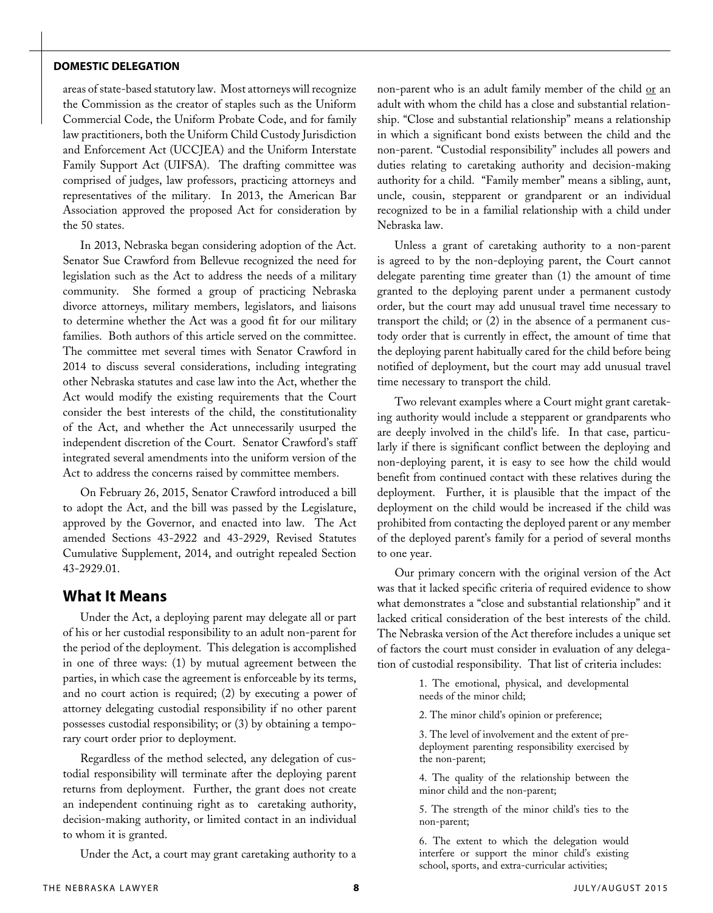areas of state-based statutory law. Most attorneys will recognize the Commission as the creator of staples such as the Uniform Commercial Code, the Uniform Probate Code, and for family law practitioners, both the Uniform Child Custody Jurisdiction and Enforcement Act (UCCJEA) and the Uniform Interstate Family Support Act (UIFSA). The drafting committee was comprised of judges, law professors, practicing attorneys and representatives of the military. In 2013, the American Bar Association approved the proposed Act for consideration by the 50 states.

In 2013, Nebraska began considering adoption of the Act. Senator Sue Crawford from Bellevue recognized the need for legislation such as the Act to address the needs of a military community. She formed a group of practicing Nebraska divorce attorneys, military members, legislators, and liaisons to determine whether the Act was a good fit for our military families. Both authors of this article served on the committee. The committee met several times with Senator Crawford in 2014 to discuss several considerations, including integrating other Nebraska statutes and case law into the Act, whether the Act would modify the existing requirements that the Court consider the best interests of the child, the constitutionality of the Act, and whether the Act unnecessarily usurped the independent discretion of the Court. Senator Crawford's staff integrated several amendments into the uniform version of the Act to address the concerns raised by committee members.

On February 26, 2015, Senator Crawford introduced a bill to adopt the Act, and the bill was passed by the Legislature, approved by the Governor, and enacted into law. The Act amended Sections 43-2922 and 43-2929, Revised Statutes Cumulative Supplement, 2014, and outright repealed Section 43-2929.01.

## What It Means

Under the Act, a deploying parent may delegate all or part of his or her custodial responsibility to an adult non-parent for the period of the deployment. This delegation is accomplished in one of three ways: (1) by mutual agreement between the parties, in which case the agreement is enforceable by its terms, and no court action is required; (2) by executing a power of attorney delegating custodial responsibility if no other parent possesses custodial responsibility; or (3) by obtaining a temporary court order prior to deployment.

Regardless of the method selected, any delegation of custodial responsibility will terminate after the deploying parent returns from deployment. Further, the grant does not create an independent continuing right as to caretaking authority, decision-making authority, or limited contact in an individual to whom it is granted.

Under the Act, a court may grant caretaking authority to a non-parent who is an adult family member of the child <u>or</u> an adult with whom the child has a close and substantial relationship. "Close and substantial relationship" means a relationship in which a significant bond exists between the child and the non-parent. "Custodial responsibility" includes all powers and duties relating to caretaking authority and decision-making authority for a child. "Family member" means a sibling, aunt, uncle, cousin, stepparent or grandparent or an individual recognized to be in a familial relationship with a child under Nebraska law.

Unless a grant of caretaking authority to a non-parent is agreed to by the non-deploying parent, the Court cannot delegate parenting time greater than (1) the amount of time granted to the deploying parent under a permanent custody order, but the court may add unusual travel time necessary to transport the child; or (2) in the absence of a permanent custody order that is currently in effect, the amount of time that the deploying parent habitually cared for the child before being notified of deployment, but the court may add unusual travel time necessary to transport the child.

Two relevant examples where a Court might grant caretaking authority would include a stepparent or grandparents who are deeply involved in the child's life. In that case, particularly if there is significant conflict between the deploying and non-deploying parent, it is easy to see how the child would benefit from continued contact with these relatives during the deployment. Further, it is plausible that the impact of the deployment on the child would be increased if the child was prohibited from contacting the deployed parent or any member of the deployed parent's family for a period of several months to one year.

Our primary concern with the original version of the Act was that it lacked specific criteria of required evidence to show what demonstrates a "close and substantial relationship" and it lacked critical consideration of the best interests of the child. The Nebraska version of the Act therefore includes a unique set of factors the court must consider in evaluation of any delegation of custodial responsibility. That list of criteria includes:

> 1. The emotional, physical, and developmental needs of the minor child;
>
> 2. The minor child's opinion or preference;
>
> 3. The level of involvement and the extent of pre-deployment parenting responsibility exercised by the non-parent;
>
> 4. The quality of the relationship between the minor child and the non-parent;
>
> 5. The strength of the minor child's ties to the non-parent;
>
> 6. The extent to which the delegation would interfere or support the minor child's existing school, sports, and extra-curricular activities;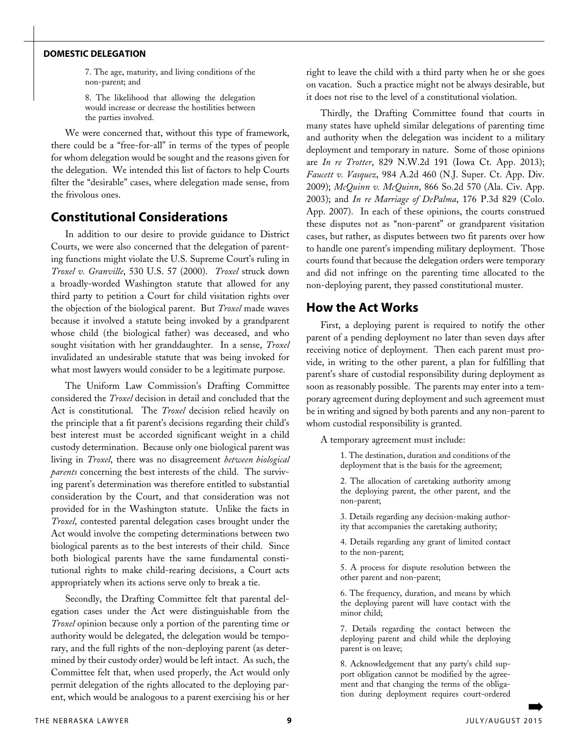7. The age, maturity, and living conditions of the non-parent; and

8. The likelihood that allowing the delegation would increase or decrease the hostilities between the parties involved.

We were concerned that, without this type of framework, there could be a "free-for-all" in terms of the types of people for whom delegation would be sought and the reasons given for the delegation. We intended this list of factors to help Courts filter the "desirable" cases, where delegation made sense, from the frivolous ones.

## Constitutional Considerations

In addition to our desire to provide guidance to District Courts, we were also concerned that the delegation of parenting functions might violate the U.S. Supreme Court's ruling in *Troxel v. Granville*, 530 U.S. 57 (2000). *Troxel* struck down a broadly-worded Washington statute that allowed for any third party to petition a Court for child visitation rights over the objection of the biological parent. But *Troxel* made waves because it involved a statute being invoked by a grandparent whose child (the biological father) was deceased, and who sought visitation with her granddaughter. In a sense, *Troxel* invalidated an undesirable statute that was being invoked for what most lawyers would consider to be a legitimate purpose.

The Uniform Law Commission's Drafting Committee considered the *Troxel* decision in detail and concluded that the Act is constitutional. The *Troxel* decision relied heavily on the principle that a fit parent's decisions regarding their child's best interest must be accorded significant weight in a child custody determination. Because only one biological parent was living in *Troxel*, there was no disagreement *between biological parents* concerning the best interests of the child. The surviving parent's determination was therefore entitled to substantial consideration by the Court, and that consideration was not provided for in the Washington statute. Unlike the facts in *Troxel*, contested parental delegation cases brought under the Act would involve the competing determinations between two biological parents as to the best interests of their child. Since both biological parents have the same fundamental constitutional rights to make child-rearing decisions, a Court acts appropriately when its actions serve only to break a tie.

Secondly, the Drafting Committee felt that parental delegation cases under the Act were distinguishable from the *Troxel* opinion because only a portion of the parenting time or authority would be delegated, the delegation would be temporary, and the full rights of the non-deploying parent (as determined by their custody order) would be left intact. As such, the Committee felt that, when used properly, the Act would only permit delegation of the rights allocated to the deploying parent, which would be analogous to a parent exercising his or her right to leave the child with a third party when he or she goes on vacation. Such a practice might not be always desirable, but it does not rise to the level of a constitutional violation.

Thirdly, the Drafting Committee found that courts in many states have upheld similar delegations of parenting time and authority when the delegation was incident to a military deployment and temporary in nature. Some of those opinions are *In re Trotter*, 829 N.W.2d 191 (Iowa Ct. App. 2013); *Faucett v. Vasquez*, 984 A.2d 460 (N.J. Super. Ct. App. Div. 2009); *McQuinn v. McQuinn*, 866 So.2d 570 (Ala. Civ. App. 2003); and *In re Marriage of DePalma*, 176 P.3d 829 (Colo. App. 2007). In each of these opinions, the courts construed these disputes not as "non-parent" or grandparent visitation cases, but rather, as disputes between two fit parents over how to handle one parent's impending military deployment. Those courts found that because the delegation orders were temporary and did not infringe on the parenting time allocated to the non-deploying parent, they passed constitutional muster.

## How the Act Works

First, a deploying parent is required to notify the other parent of a pending deployment no later than seven days after receiving notice of deployment. Then each parent must provide, in writing to the other parent, a plan for fulfilling that parent's share of custodial responsibility during deployment as soon as reasonably possible. The parents may enter into a temporary agreement during deployment and such agreement must be in writing and signed by both parents and any non-parent to whom custodial responsibility is granted.

A temporary agreement must include:

1. The destination, duration and conditions of the deployment that is the basis for the agreement;

2. The allocation of caretaking authority among the deploying parent, the other parent, and the non-parent;

3. Details regarding any decision-making authority that accompanies the caretaking authority;

4. Details regarding any grant of limited contact to the non-parent;

5. A process for dispute resolution between the other parent and non-parent;

6. The frequency, duration, and means by which the deploying parent will have contact with the minor child;

7. Details regarding the contact between the deploying parent and child while the deploying parent is on leave;

8. Acknowledgement that any party's child support obligation cannot be modified by the agreement and that changing the terms of the obligation during deployment requires court-ordered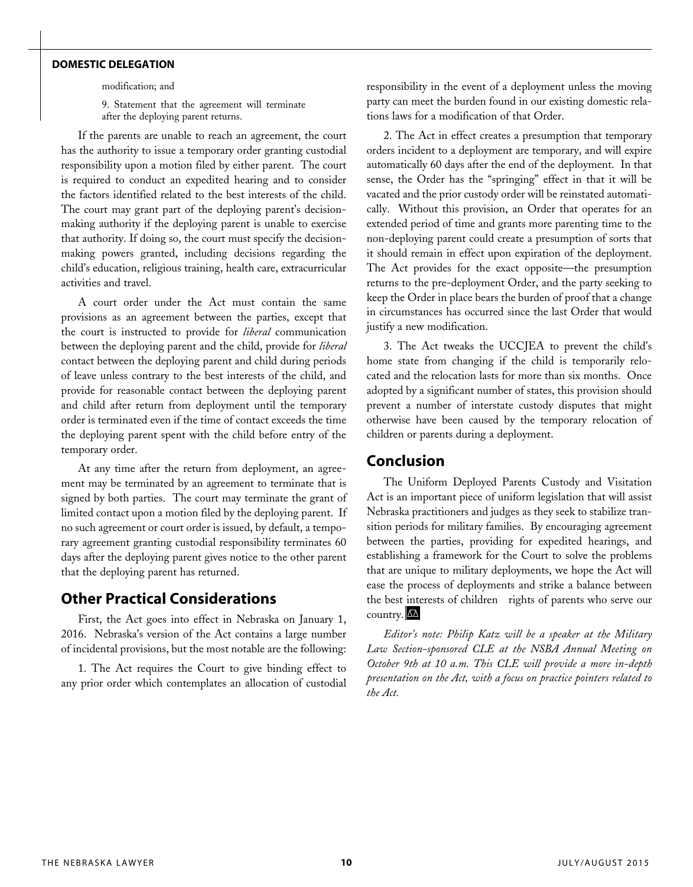modification; and

9. Statement that the agreement will terminate after the deploying parent returns.

If the parents are unable to reach an agreement, the court has the authority to issue a temporary order granting custodial responsibility upon a motion filed by either parent. The court is required to conduct an expedited hearing and to consider the factors identified related to the best interests of the child. The court may grant part of the deploying parent's decision-making authority if the deploying parent is unable to exercise that authority. If doing so, the court must specify the decision-making powers granted, including decisions regarding the child's education, religious training, health care, extracurricular activities and travel.

A court order under the Act must contain the same provisions as an agreement between the parties, except that the court is instructed to provide for *liberal* communication between the deploying parent and the child, provide for *liberal* contact between the deploying parent and child during periods of leave unless contrary to the best interests of the child, and provide for reasonable contact between the deploying parent and child after return from deployment until the temporary order is terminated even if the time of contact exceeds the time the deploying parent spent with the child before entry of the temporary order.

At any time after the return from deployment, an agreement may be terminated by an agreement to terminate that is signed by both parties. The court may terminate the grant of limited contact upon a motion filed by the deploying parent. If no such agreement or court order is issued, by default, a temporary agreement granting custodial responsibility terminates 60 days after the deploying parent gives notice to the other parent that the deploying parent has returned.

## Other Practical Considerations

First, the Act goes into effect in Nebraska on January 1, 2016. Nebraska's version of the Act contains a large number of incidental provisions, but the most notable are the following:

1. The Act requires the Court to give binding effect to any prior order which contemplates an allocation of custodial responsibility in the event of a deployment unless the moving party can meet the burden found in our existing domestic relations laws for a modification of that Order.

2. The Act in effect creates a presumption that temporary orders incident to a deployment are temporary, and will expire automatically 60 days after the end of the deployment. In that sense, the Order has the "springing" effect in that it will be vacated and the prior custody order will be reinstated automatically. Without this provision, an Order that operates for an extended period of time and grants more parenting time to the non-deploying parent could create a presumption of sorts that it should remain in effect upon expiration of the deployment. The Act provides for the exact opposite—the presumption returns to the pre-deployment Order, and the party seeking to keep the Order in place bears the burden of proof that a change in circumstances has occurred since the last Order that would justify a new modification.

3. The Act tweaks the UCCJEA to prevent the child's home state from changing if the child is temporarily relocated and the relocation lasts for more than six months. Once adopted by a significant number of states, this provision should prevent a number of interstate custody disputes that might otherwise have been caused by the temporary relocation of children or parents during a deployment.

## Conclusion

The Uniform Deployed Parents Custody and Visitation Act is an important piece of uniform legislation that will assist Nebraska practitioners and judges as they seek to stabilize transition periods for military families. By encouraging agreement between the parties, providing for expedited hearings, and establishing a framework for the Court to solve the problems that are unique to military deployments, we hope the Act will ease the process of deployments and strike a balance between the best interests of children rights of parents who serve our country.

*Editor's note: Philip Katz will be a speaker at the Military Law Section-sponsored CLE at the NSBA Annual Meeting on October 9th at 10 a.m. This CLE will provide a more in-depth presentation on the Act, with a focus on practice pointers related to the Act.*